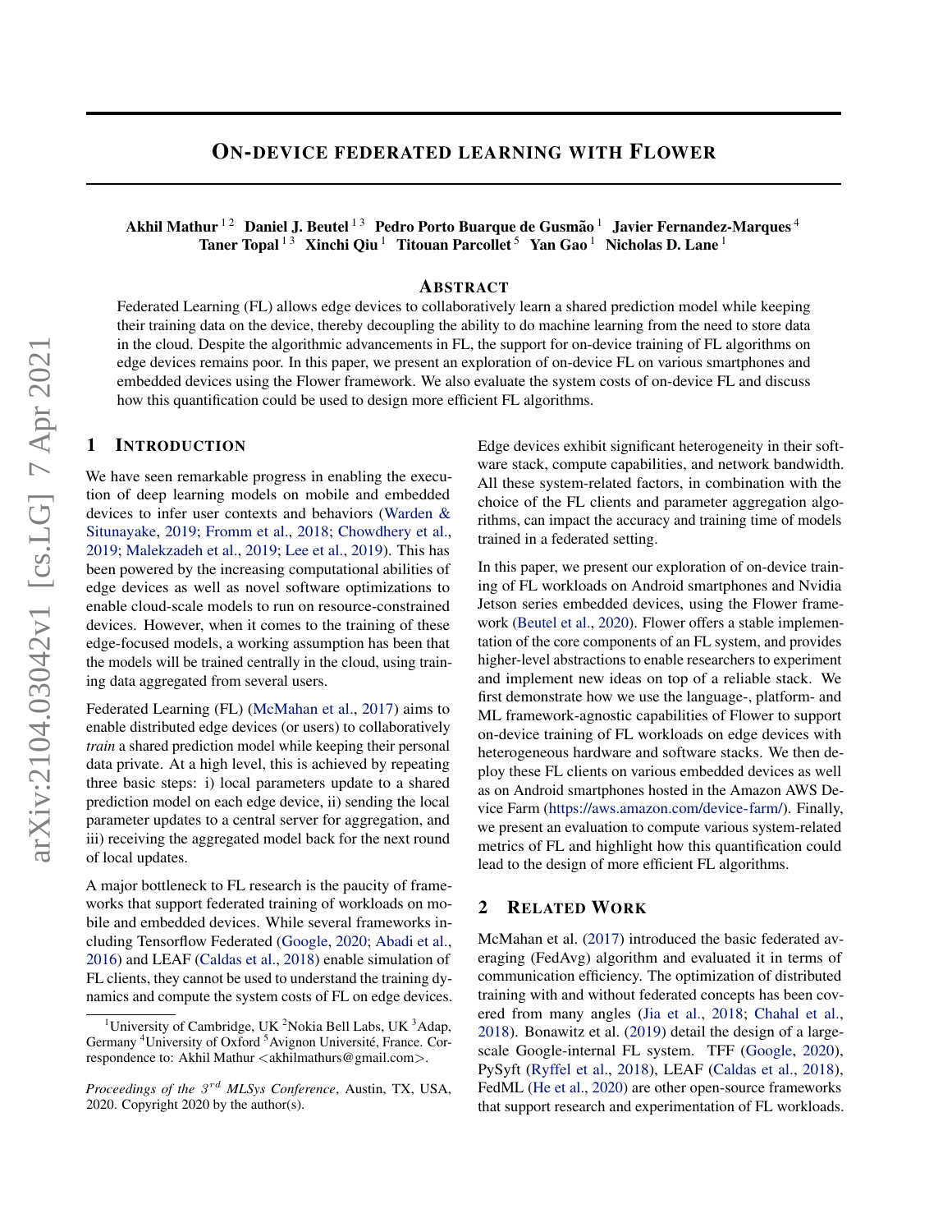# ON-DEVICE FEDERATED LEARNING WITH FLOWER

**Akhil Mathur** [1,2] **Daniel J. Beutel** [1,3] **Pedro Porto Buarque de Gusmão** [1] **Javier Fernandez-Marques** [4] **Taner Topal** [1,3] **Xinchi Qiu** [1] **Titouan Parcollet** [5] **Yan Gao** [1] **Nicholas D. Lane** [1]

## ABSTRACT

Federated Learning (FL) allows edge devices to collaboratively learn a shared prediction model while keeping their training data on the device, thereby decoupling the ability to do machine learning from the need to store data in the cloud. Despite the algorithmic advancements in FL, the support for on-device training of FL algorithms on edge devices remains poor. In this paper, we present an exploration of on-device FL on various smartphones and embedded devices using the Flower framework. We also evaluate the system costs of on-device FL and discuss how this quantification could be used to design more efficient FL algorithms.

## 1 INTRODUCTION

We have seen remarkable progress in enabling the execution of deep learning models on mobile and embedded devices to infer user contexts and behaviors (Warden & Situnayake, 2019; Fromm et al., 2018; Chowdhery et al., 2019; Malekzadeh et al., 2019; Lee et al., 2019). This has been powered by the increasing computational abilities of edge devices as well as novel software optimizations to enable cloud-scale models to run on resource-constrained devices. However, when it comes to the training of these edge-focused models, a working assumption has been that the models will be trained centrally in the cloud, using training data aggregated from several users.

Federated Learning (FL) (McMahan et al., 2017) aims to enable distributed edge devices (or users) to collaboratively *train* a shared prediction model while keeping their personal data private. At a high level, this is achieved by repeating three basic steps: i) local parameters update to a shared prediction model on each edge device, ii) sending the local parameter updates to a central server for aggregation, and iii) receiving the aggregated model back for the next round of local updates.

A major bottleneck to FL research is the paucity of frameworks that support federated training of workloads on mobile and embedded devices. While several frameworks including Tensorflow Federated (Google, 2020; Abadi et al., 2016) and LEAF (Caldas et al., 2018) enable simulation of FL clients, they cannot be used to understand the training dynamics and compute the system costs of FL on edge devices. Edge devices exhibit significant heterogeneity in their software stack, compute capabilities, and network bandwidth. All these system-related factors, in combination with the choice of the FL clients and parameter aggregation algorithms, can impact the accuracy and training time of models trained in a federated setting.

In this paper, we present our exploration of on-device training of FL workloads on Android smartphones and Nvidia Jetson series embedded devices, using the Flower framework (Beutel et al., 2020). Flower offers a stable implementation of the core components of an FL system, and provides higher-level abstractions to enable researchers to experiment and implement new ideas on top of a reliable stack. We first demonstrate how we use the language-, platform- and ML framework-agnostic capabilities of Flower to support on-device training of FL workloads on edge devices with heterogeneous hardware and software stacks. We then deploy these FL clients on various embedded devices as well as on Android smartphones hosted in the Amazon AWS Device Farm (https://aws.amazon.com/device-farm/). Finally, we present an evaluation to compute various system-related metrics of FL and highlight how this quantification could lead to the design of more efficient FL algorithms.

## 2 RELATED WORK

McMahan et al. (2017) introduced the basic federated averaging (FedAvg) algorithm and evaluated it in terms of communication efficiency. The optimization of distributed training with and without federated concepts has been covered from many angles (Jia et al., 2018; Chahal et al., 2018). Bonawitz et al. (2019) detail the design of a large-scale Google-internal FL system. TFF (Google, 2020), PySyft (Ryffel et al., 2018), LEAF (Caldas et al., 2018), FedML (He et al., 2020) are other open-source frameworks that support research and experimentation of FL workloads.

[1]University of Cambridge, UK [2]Nokia Bell Labs, UK [3]Adap, Germany [4]University of Oxford [5]Avignon Université, France. Correspondence to: Akhil Mathur <akhilmathurs@gmail.com>.

*Proceedings of the $3^{rd}$ MLSys Conference*, Austin, TX, USA, 2020. Copyright 2020 by the author(s).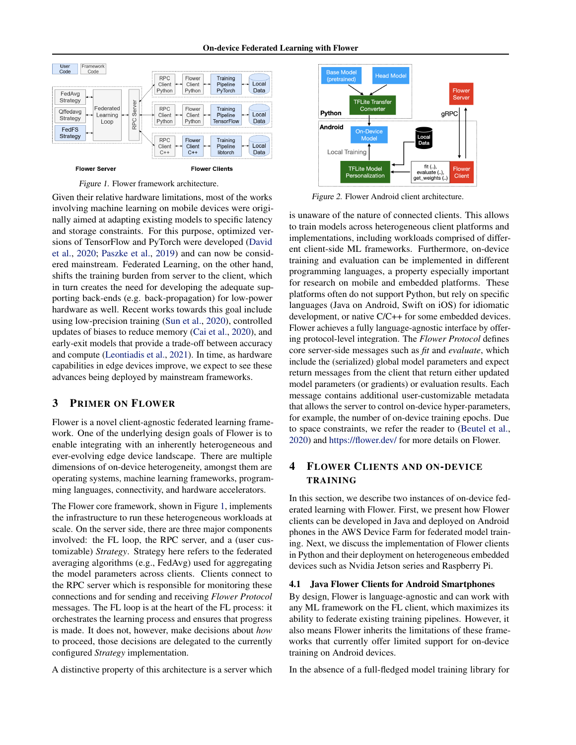Figure 1. Flower framework architecture.

Given their relative hardware limitations, most of the works involving machine learning on mobile devices were originally aimed at adapting existing models to specific latency and storage constraints. For this purpose, optimized versions of TensorFlow and PyTorch were developed (David et al., 2020; Paszke et al., 2019) and can now be considered mainstream. Federated Learning, on the other hand, shifts the training burden from server to the client, which in turn creates the need for developing the adequate supporting back-ends (e.g. back-propagation) for low-power hardware as well. Recent works towards this goal include using low-precision training (Sun et al., 2020), controlled updates of biases to reduce memory (Cai et al., 2020), and early-exit models that provide a trade-off between accuracy and compute (Leontiadis et al., 2021). In time, as hardware capabilities in edge devices improve, we expect to see these advances being deployed by mainstream frameworks.

## 3 Primer on Flower

Flower is a novel client-agnostic federated learning framework. One of the underlying design goals of Flower is to enable integrating with an inherently heterogeneous and ever-evolving edge device landscape. There are multiple dimensions of on-device heterogeneity, amongst them are operating systems, machine learning frameworks, programming languages, connectivity, and hardware accelerators.

The Flower core framework, shown in Figure 1, implements the infrastructure to run these heterogeneous workloads at scale. On the server side, there are three major components involved: the FL loop, the RPC server, and a (user customizable) *Strategy*. Strategy here refers to the federated averaging algorithms (e.g., FedAvg) used for aggregating the model parameters across clients. Clients connect to the RPC server which is responsible for monitoring these connections and for sending and receiving *Flower Protocol* messages. The FL loop is at the heart of the FL process: it orchestrates the learning process and ensures that progress is made. It does not, however, make decisions about *how* to proceed, those decisions are delegated to the currently configured *Strategy* implementation.

A distinctive property of this architecture is a server which is unaware of the nature of connected clients. This allows to train models across heterogeneous client platforms and implementations, including workloads comprised of different client-side ML frameworks. Furthermore, on-device training and evaluation can be implemented in different programming languages, a property especially important for research on mobile and embedded platforms. These platforms often do not support Python, but rely on specific languages (Java on Android, Swift on iOS) for idiomatic development, or native C/C++ for some embedded devices. Flower achieves a fully language-agnostic interface by offering protocol-level integration. The *Flower Protocol* defines core server-side messages such as *fit* and *evaluate*, which include the (serialized) global model parameters and expect return messages from the client that return either updated model parameters (or gradients) or evaluation results. Each message contains additional user-customizable metadata that allows the server to control on-device hyper-parameters, for example, the number of on-device training epochs. Due to space constraints, we refer the reader to (Beutel et al., 2020) and https://flower.dev/ for more details on Flower.

Figure 2. Flower Android client architecture.

## 4 Flower Clients and On-device Training

In this section, we describe two instances of on-device federated learning with Flower. First, we present how Flower clients can be developed in Java and deployed on Android phones in the AWS Device Farm for federated model training. Next, we discuss the implementation of Flower clients in Python and their deployment on heterogeneous embedded devices such as Nvidia Jetson series and Raspberry Pi.

### 4.1 Java Flower Clients for Android Smartphones

By design, Flower is language-agnostic and can work with any ML framework on the FL client, which maximizes its ability to federate existing training pipelines. However, it also means Flower inherits the limitations of these frameworks that currently offer limited support for on-device training on Android devices.

In the absence of a full-fledged model training library for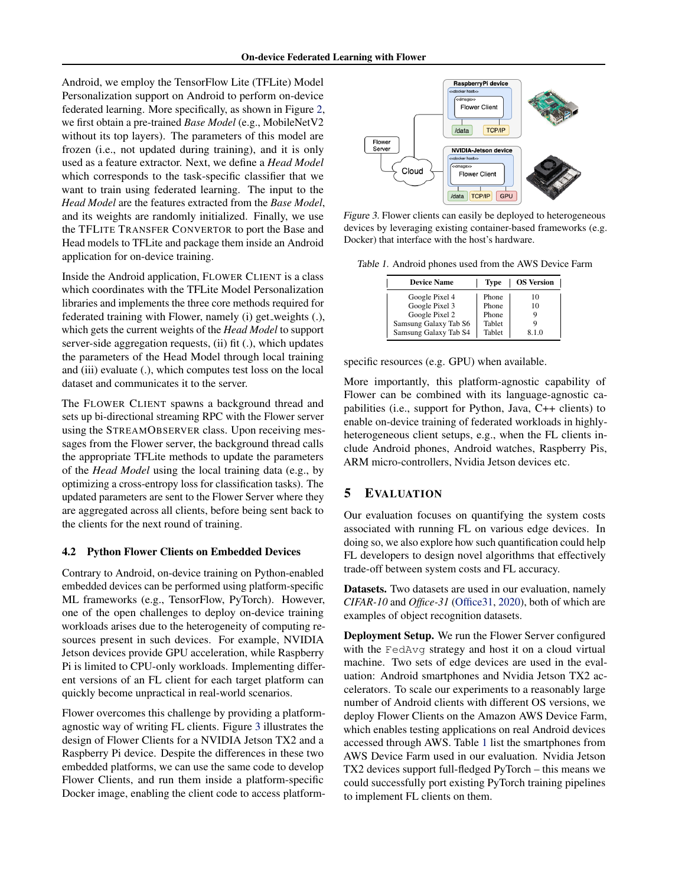Android, we employ the TensorFlow Lite (TFLite) Model Personalization support on Android to perform on-device federated learning. More specifically, as shown in Figure 2, we first obtain a pre-trained *Base Model* (e.g., MobileNetV2 without its top layers). The parameters of this model are frozen (i.e., not updated during training), and it is only used as a feature extractor. Next, we define a *Head Model* which corresponds to the task-specific classifier that we want to train using federated learning. The input to the *Head Model* are the features extracted from the *Base Model*, and its weights are randomly initialized. Finally, we use the TFLITE TRANSFER CONVERTOR to port the Base and Head models to TFLite and package them inside an Android application for on-device training.

Inside the Android application, FLOWER CLIENT is a class which coordinates with the TFLite Model Personalization libraries and implements the three core methods required for federated training with Flower, namely (i) get_weights (.), which gets the current weights of the *Head Model* to support server-side aggregation requests, (ii) fit (.), which updates the parameters of the Head Model through local training and (iii) evaluate (.), which computes test loss on the local dataset and communicates it to the server.

The FLOWER CLIENT spawns a background thread and sets up bi-directional streaming RPC with the Flower server using the STREAMOBSERVER class. Upon receiving messages from the Flower server, the background thread calls the appropriate TFLite methods to update the parameters of the *Head Model* using the local training data (e.g., by optimizing a cross-entropy loss for classification tasks). The updated parameters are sent to the Flower Server where they are aggregated across all clients, before being sent back to the clients for the next round of training.

### 4.2 Python Flower Clients on Embedded Devices

Contrary to Android, on-device training on Python-enabled embedded devices can be performed using platform-specific ML frameworks (e.g., TensorFlow, PyTorch). However, one of the open challenges to deploy on-device training workloads arises due to the heterogeneity of computing resources present in such devices. For example, NVIDIA Jetson devices provide GPU acceleration, while Raspberry Pi is limited to CPU-only workloads. Implementing different versions of an FL client for each target platform can quickly become unpractical in real-world scenarios.

Flower overcomes this challenge by providing a platform-agnostic way of writing FL clients. Figure 3 illustrates the design of Flower Clients for a NVIDIA Jetson TX2 and a Raspberry Pi device. Despite the differences in these two embedded platforms, we can use the same code to develop Flower Clients, and run them inside a platform-specific Docker image, enabling the client code to access platform-specific resources (e.g. GPU) when available.

*Figure 3.* Flower clients can easily be deployed to heterogeneous devices by leveraging existing container-based frameworks (e.g. Docker) that interface with the host's hardware.

*Table 1.* Android phones used from the AWS Device Farm

| Device Name | Type | OS Version |
|---|---|---|
| Google Pixel 4 | Phone | 10 |
| Google Pixel 3 | Phone | 10 |
| Google Pixel 2 | Phone | 9 |
| Samsung Galaxy Tab S6 | Tablet | 9 |
| Samsung Galaxy Tab S4 | Tablet | 8.1.0 |

More importantly, this platform-agnostic capability of Flower can be combined with its language-agnostic capabilities (i.e., support for Python, Java, C++ clients) to enable on-device training of federated workloads in highly-heterogeneous client setups, e.g., when the FL clients include Android phones, Android watches, Raspberry Pis, ARM micro-controllers, Nvidia Jetson devices etc.

## 5 EVALUATION

Our evaluation focuses on quantifying the system costs associated with running FL on various edge devices. In doing so, we also explore how such quantification could help FL developers to design novel algorithms that effectively trade-off between system costs and FL accuracy.

**Datasets.** Two datasets are used in our evaluation, namely *CIFAR-10* and *Office-31* (Office31, 2020), both of which are examples of object recognition datasets.

**Deployment Setup.** We run the Flower Server configured with the `FedAvg` strategy and host it on a cloud virtual machine. Two sets of edge devices are used in the evaluation: Android smartphones and Nvidia Jetson TX2 accelerators. To scale our experiments to a reasonably large number of Android clients with different OS versions, we deploy Flower Clients on the Amazon AWS Device Farm, which enables testing applications on real Android devices accessed through AWS. Table 1 list the smartphones from AWS Device Farm used in our evaluation. Nvidia Jetson TX2 devices support full-fledged PyTorch – this means we could successfully port existing PyTorch training pipelines to implement FL clients on them.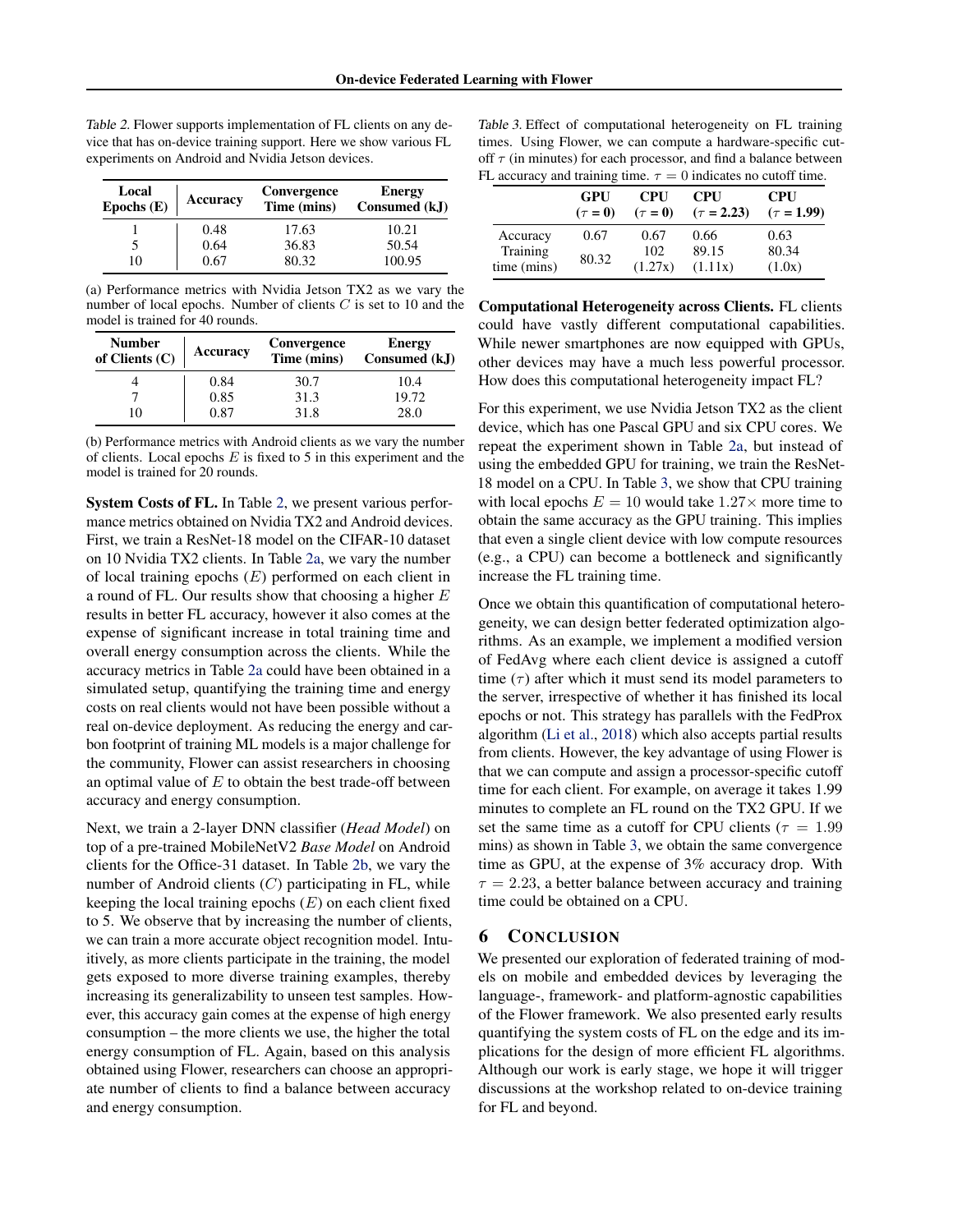Table 2. Flower supports implementation of FL clients on any device that has on-device training support. Here we show various FL experiments on Android and Nvidia Jetson devices.

| Local Epochs (E) | Accuracy | Convergence Time (mins) | Energy Consumed (kJ) |
|---|---|---|---|
| 1 | 0.48 | 17.63 | 10.21 |
| 5 | 0.64 | 36.83 | 50.54 |
| 10 | 0.67 | 80.32 | 100.95 |

(a) Performance metrics with Nvidia Jetson TX2 as we vary the number of local epochs. Number of clients $C$ is set to 10 and the model is trained for 40 rounds.

| Number of Clients (C) | Accuracy | Convergence Time (mins) | Energy Consumed (kJ) |
|---|---|---|---|
| 4 | 0.84 | 30.7 | 10.4 |
| 7 | 0.85 | 31.3 | 19.72 |
| 10 | 0.87 | 31.8 | 28.0 |

(b) Performance metrics with Android clients as we vary the number of clients. Local epochs $E$ is fixed to 5 in this experiment and the model is trained for 20 rounds.

**System Costs of FL.** In Table 2, we present various performance metrics obtained on Nvidia TX2 and Android devices. First, we train a ResNet-18 model on the CIFAR-10 dataset on 10 Nvidia TX2 clients. In Table 2a, we vary the number of local training epochs ($E$) performed on each client in a round of FL. Our results show that choosing a higher $E$ results in better FL accuracy, however it also comes at the expense of significant increase in total training time and overall energy consumption across the clients. While the accuracy metrics in Table 2a could have been obtained in a simulated setup, quantifying the training time and energy costs on real clients would not have been possible without a real on-device deployment. As reducing the energy and carbon footprint of training ML models is a major challenge for the community, Flower can assist researchers in choosing an optimal value of $E$ to obtain the best trade-off between accuracy and energy consumption.

Next, we train a 2-layer DNN classifier (*Head Model*) on top of a pre-trained MobileNetV2 *Base Model* on Android clients for the Office-31 dataset. In Table 2b, we vary the number of Android clients ($C$) participating in FL, while keeping the local training epochs ($E$) on each client fixed to 5. We observe that by increasing the number of clients, we can train a more accurate object recognition model. Intuitively, as more clients participate in the training, the model gets exposed to more diverse training examples, thereby increasing its generalizability to unseen test samples. However, this accuracy gain comes at the expense of high energy consumption – the more clients we use, the higher the total energy consumption of FL. Again, based on this analysis obtained using Flower, researchers can choose an appropriate number of clients to find a balance between accuracy and energy consumption.

Table 3. Effect of computational heterogeneity on FL training times. Using Flower, we can compute a hardware-specific cutoff $\tau$ (in minutes) for each processor, and find a balance between FL accuracy and training time. $\tau = 0$ indicates no cutoff time.

| | GPU ($\tau$ = 0) | CPU ($\tau$ = 0) | CPU ($\tau$ = 2.23) | CPU ($\tau$ = 1.99) |
|---|---|---|---|---|
| Accuracy | 0.67 | 0.67 | 0.66 | 0.63 |
| Training time (mins) | 80.32 | 102 (1.27x) | 89.15 (1.11x) | 80.34 (1.0x) |

**Computational Heterogeneity across Clients.** FL clients could have vastly different computational capabilities. While newer smartphones are now equipped with GPUs, other devices may have a much less powerful processor. How does this computational heterogeneity impact FL?

For this experiment, we use Nvidia Jetson TX2 as the client device, which has one Pascal GPU and six CPU cores. We repeat the experiment shown in Table 2a, but instead of using the embedded GPU for training, we train the ResNet-18 model on a CPU. In Table 3, we show that CPU training with local epochs $E = 10$ would take $1.27\times$ more time to obtain the same accuracy as the GPU training. This implies that even a single client device with low compute resources (e.g., a CPU) can become a bottleneck and significantly increase the FL training time.

Once we obtain this quantification of computational heterogeneity, we can design better federated optimization algorithms. As an example, we implement a modified version of FedAvg where each client device is assigned a cutoff time ($\tau$) after which it must send its model parameters to the server, irrespective of whether it has finished its local epochs or not. This strategy has parallels with the FedProx algorithm (Li et al., 2018) which also accepts partial results from clients. However, the key advantage of using Flower is that we can compute and assign a processor-specific cutoff time for each client. For example, on average it takes 1.99 minutes to complete an FL round on the TX2 GPU. If we set the same time as a cutoff for CPU clients ($\tau = 1.99$ mins) as shown in Table 3, we obtain the same convergence time as GPU, at the expense of 3% accuracy drop. With $\tau = 2.23$, a better balance between accuracy and training time could be obtained on a CPU.

## 6 CONCLUSION

We presented our exploration of federated training of models on mobile and embedded devices by leveraging the language-, framework- and platform-agnostic capabilities of the Flower framework. We also presented early results quantifying the system costs of FL on the edge and its implications for the design of more efficient FL algorithms. Although our work is early stage, we hope it will trigger discussions at the workshop related to on-device training for FL and beyond.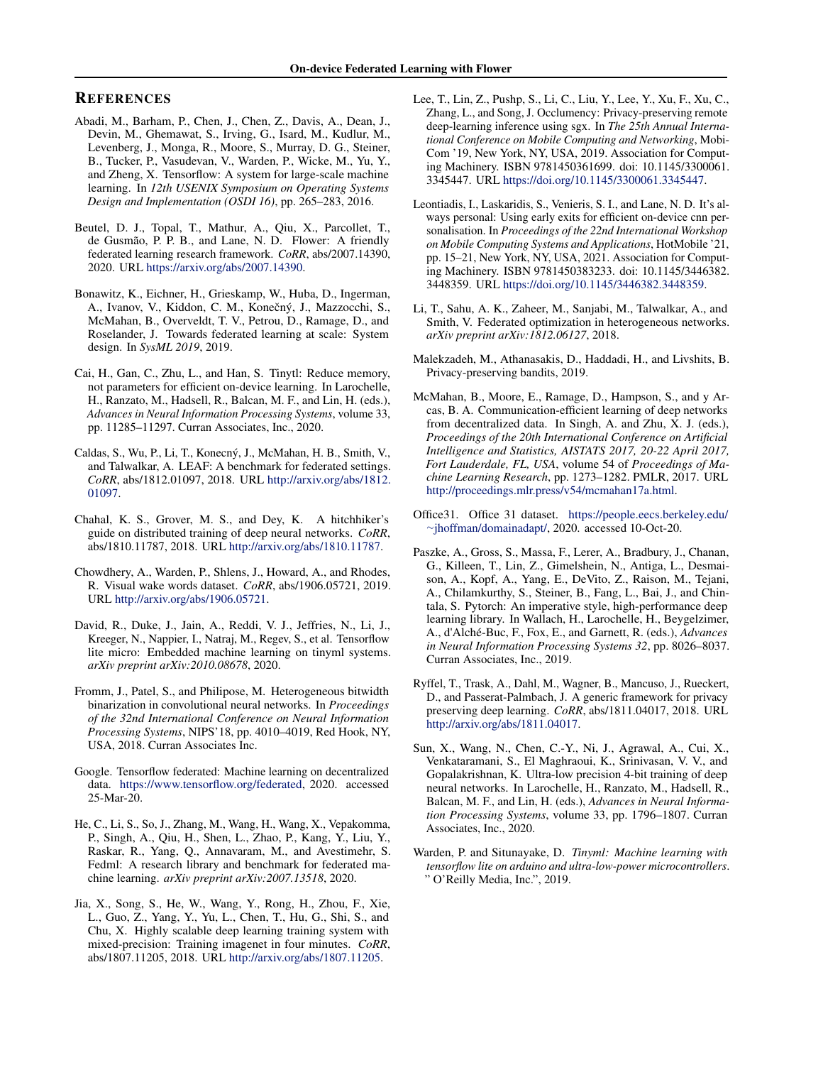## REFERENCES

Abadi, M., Barham, P., Chen, J., Chen, Z., Davis, A., Dean, J., Devin, M., Ghemawat, S., Irving, G., Isard, M., Kudlur, M., Levenberg, J., Monga, R., Moore, S., Murray, D. G., Steiner, B., Tucker, P., Vasudevan, V., Warden, P., Wicke, M., Yu, Y., and Zheng, X. Tensorflow: A system for large-scale machine learning. In *12th USENIX Symposium on Operating Systems Design and Implementation (OSDI 16)*, pp. 265–283, 2016.

Beutel, D. J., Topal, T., Mathur, A., Qiu, X., Parcollet, T., de Gusmão, P. P. B., and Lane, N. D. Flower: A friendly federated learning research framework. *CoRR*, abs/2007.14390, 2020. URL https://arxiv.org/abs/2007.14390.

Bonawitz, K., Eichner, H., Grieskamp, W., Huba, D., Ingerman, A., Ivanov, V., Kiddon, C. M., Konečný, J., Mazzocchi, S., McMahan, B., Overveldt, T. V., Petrou, D., Ramage, D., and Roselander, J. Towards federated learning at scale: System design. In *SysML 2019*, 2019.

Cai, H., Gan, C., Zhu, L., and Han, S. Tinytl: Reduce memory, not parameters for efficient on-device learning. In Larochelle, H., Ranzato, M., Hadsell, R., Balcan, M. F., and Lin, H. (eds.), *Advances in Neural Information Processing Systems*, volume 33, pp. 11285–11297. Curran Associates, Inc., 2020.

Caldas, S., Wu, P., Li, T., Konecný, J., McMahan, H. B., Smith, V., and Talwalkar, A. LEAF: A benchmark for federated settings. *CoRR*, abs/1812.01097, 2018. URL http://arxiv.org/abs/1812.01097.

Chahal, K. S., Grover, M. S., and Dey, K. A hitchhiker's guide on distributed training of deep neural networks. *CoRR*, abs/1810.11787, 2018. URL http://arxiv.org/abs/1810.11787.

Chowdhery, A., Warden, P., Shlens, J., Howard, A., and Rhodes, R. Visual wake words dataset. *CoRR*, abs/1906.05721, 2019. URL http://arxiv.org/abs/1906.05721.

David, R., Duke, J., Jain, A., Reddi, V. J., Jeffries, N., Li, J., Kreeger, N., Nappier, I., Natraj, M., Regev, S., et al. Tensorflow lite micro: Embedded machine learning on tinyml systems. *arXiv preprint arXiv:2010.08678*, 2020.

Fromm, J., Patel, S., and Philipose, M. Heterogeneous bitwidth binarization in convolutional neural networks. In *Proceedings of the 32nd International Conference on Neural Information Processing Systems*, NIPS'18, pp. 4010–4019, Red Hook, NY, USA, 2018. Curran Associates Inc.

Google. Tensorflow federated: Machine learning on decentralized data. https://www.tensorflow.org/federated, 2020. accessed 25-Mar-20.

He, C., Li, S., So, J., Zhang, M., Wang, H., Wang, X., Vepakomma, P., Singh, A., Qiu, H., Shen, L., Zhao, P., Kang, Y., Liu, Y., Raskar, R., Yang, Q., Annavaram, M., and Avestimehr, S. Fedml: A research library and benchmark for federated machine learning. *arXiv preprint arXiv:2007.13518*, 2020.

Jia, X., Song, S., He, W., Wang, Y., Rong, H., Zhou, F., Xie, L., Guo, Z., Yang, Y., Yu, L., Chen, T., Hu, G., Shi, S., and Chu, X. Highly scalable deep learning training system with mixed-precision: Training imagenet in four minutes. *CoRR*, abs/1807.11205, 2018. URL http://arxiv.org/abs/1807.11205.

Lee, T., Lin, Z., Pushp, S., Li, C., Liu, Y., Lee, Y., Xu, F., Xu, C., Zhang, L., and Song, J. Occlumency: Privacy-preserving remote deep-learning inference using sgx. In *The 25th Annual International Conference on Mobile Computing and Networking*, MobiCom '19, New York, NY, USA, 2019. Association for Computing Machinery. ISBN 9781450361699. doi: 10.1145/3300061.3345447. URL https://doi.org/10.1145/3300061.3345447.

Leontiadis, I., Laskaridis, S., Venieris, S. I., and Lane, N. D. It's always personal: Using early exits for efficient on-device cnn personalisation. In *Proceedings of the 22nd International Workshop on Mobile Computing Systems and Applications*, HotMobile '21, pp. 15–21, New York, NY, USA, 2021. Association for Computing Machinery. ISBN 9781450383233. doi: 10.1145/3446382.3448359. URL https://doi.org/10.1145/3446382.3448359.

Li, T., Sahu, A. K., Zaheer, M., Sanjabi, M., Talwalkar, A., and Smith, V. Federated optimization in heterogeneous networks. *arXiv preprint arXiv:1812.06127*, 2018.

Malekzadeh, M., Athanasakis, D., Haddadi, H., and Livshits, B. Privacy-preserving bandits, 2019.

McMahan, B., Moore, E., Ramage, D., Hampson, S., and y Arcas, B. A. Communication-efficient learning of deep networks from decentralized data. In Singh, A. and Zhu, X. J. (eds.), *Proceedings of the 20th International Conference on Artificial Intelligence and Statistics, AISTATS 2017, 20-22 April 2017, Fort Lauderdale, FL, USA*, volume 54 of *Proceedings of Machine Learning Research*, pp. 1273–1282. PMLR, 2017. URL http://proceedings.mlr.press/v54/mcmahan17a.html.

Office31. Office 31 dataset. https://people.eecs.berkeley.edu/~jhoffman/domainadapt/, 2020. accessed 10-Oct-20.

Paszke, A., Gross, S., Massa, F., Lerer, A., Bradbury, J., Chanan, G., Killeen, T., Lin, Z., Gimelshein, N., Antiga, L., Desmaison, A., Kopf, A., Yang, E., DeVito, Z., Raison, M., Tejani, A., Chilamkurthy, S., Steiner, B., Fang, L., Bai, J., and Chintala, S. Pytorch: An imperative style, high-performance deep learning library. In Wallach, H., Larochelle, H., Beygelzimer, A., d'Alché-Buc, F., Fox, E., and Garnett, R. (eds.), *Advances in Neural Information Processing Systems 32*, pp. 8026–8037. Curran Associates, Inc., 2019.

Ryffel, T., Trask, A., Dahl, M., Wagner, B., Mancuso, J., Rueckert, D., and Passerat-Palmbach, J. A generic framework for privacy preserving deep learning. *CoRR*, abs/1811.04017, 2018. URL http://arxiv.org/abs/1811.04017.

Sun, X., Wang, N., Chen, C.-Y., Ni, J., Agrawal, A., Cui, X., Venkataramani, S., El Maghraoui, K., Srinivasan, V. V., and Gopalakrishnan, K. Ultra-low precision 4-bit training of deep neural networks. In Larochelle, H., Ranzato, M., Hadsell, R., Balcan, M. F., and Lin, H. (eds.), *Advances in Neural Information Processing Systems*, volume 33, pp. 1796–1807. Curran Associates, Inc., 2020.

Warden, P. and Situnayake, D. *Tinyml: Machine learning with tensorflow lite on arduino and ultra-low-power microcontrollers*. " O'Reilly Media, Inc.", 2019.